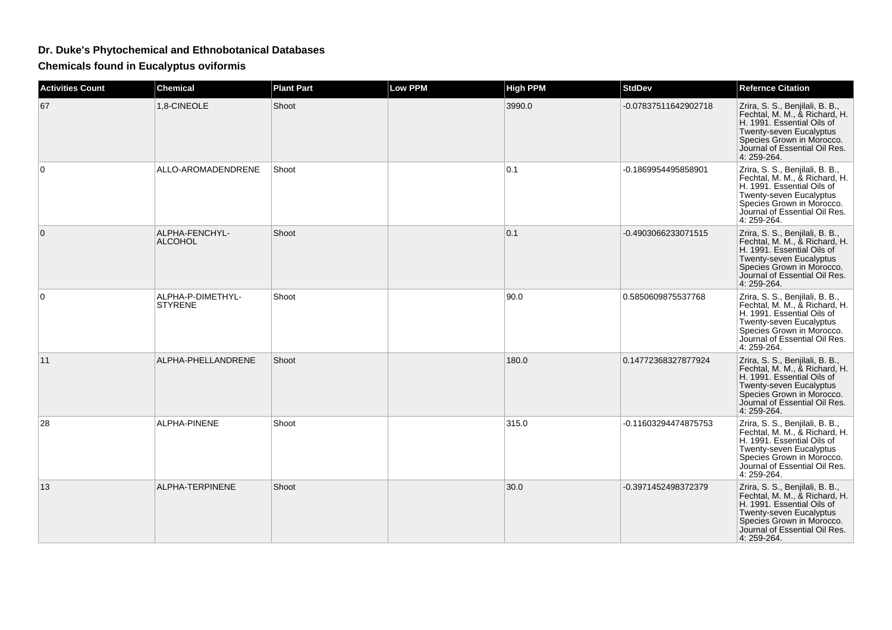# Dr. Duke's Phytochemical and Ethnobotanical Databases

## Chemicals found in Eucalyptus oviformis

| Activities Count | Chemical | Plant Part | Low PPM | High PPM | StdDev | Refernce Citation |
|---|---|---|---|---|---|---|
| 67 | 1,8-CINEOLE | Shoot | | 3990.0 | -0.07837511642902718 | Zrira, S. S., Benjilali, B. B., Fechtal, M. M., & Richard, H. H. 1991. Essential Oils of Twenty-seven Eucalyptus Species Grown in Morocco. Journal of Essential Oil Res. 4: 259-264. |
| 0 | ALLO-AROMADENDRENE | Shoot | | 0.1 | -0.1869954495858901 | Zrira, S. S., Benjilali, B. B., Fechtal, M. M., & Richard, H. H. 1991. Essential Oils of Twenty-seven Eucalyptus Species Grown in Morocco. Journal of Essential Oil Res. 4: 259-264. |
| 0 | ALPHA-FENCHYL-ALCOHOL | Shoot | | 0.1 | -0.4903066233071515 | Zrira, S. S., Benjilali, B. B., Fechtal, M. M., & Richard, H. H. 1991. Essential Oils of Twenty-seven Eucalyptus Species Grown in Morocco. Journal of Essential Oil Res. 4: 259-264. |
| 0 | ALPHA-P-DIMETHYL-STYRENE | Shoot | | 90.0 | 0.5850609875537768 | Zrira, S. S., Benjilali, B. B., Fechtal, M. M., & Richard, H. H. 1991. Essential Oils of Twenty-seven Eucalyptus Species Grown in Morocco. Journal of Essential Oil Res. 4: 259-264. |
| 11 | ALPHA-PHELLANDRENE | Shoot | | 180.0 | 0.14772368327877924 | Zrira, S. S., Benjilali, B. B., Fechtal, M. M., & Richard, H. H. 1991. Essential Oils of Twenty-seven Eucalyptus Species Grown in Morocco. Journal of Essential Oil Res. 4: 259-264. |
| 28 | ALPHA-PINENE | Shoot | | 315.0 | -0.11603294474875753 | Zrira, S. S., Benjilali, B. B., Fechtal, M. M., & Richard, H. H. 1991. Essential Oils of Twenty-seven Eucalyptus Species Grown in Morocco. Journal of Essential Oil Res. 4: 259-264. |
| 13 | ALPHA-TERPINENE | Shoot | | 30.0 | -0.3971452498372379 | Zrira, S. S., Benjilali, B. B., Fechtal, M. M., & Richard, H. H. 1991. Essential Oils of Twenty-seven Eucalyptus Species Grown in Morocco. Journal of Essential Oil Res. 4: 259-264. |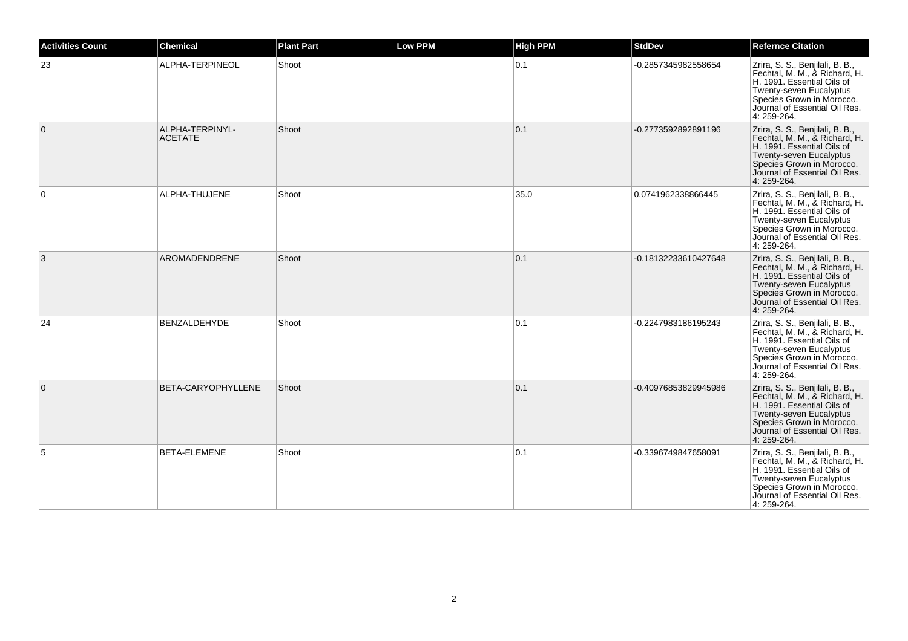| Activities Count | Chemical | Plant Part | Low PPM | High PPM | StdDev | Refernce Citation |
|---|---|---|---|---|---|---|
| 23 | ALPHA-TERPINEOL | Shoot | | 0.1 | -0.2857345982558654 | Zrira, S. S., Benjilali, B. B., Fechtal, M. M., & Richard, H. H. 1991. Essential Oils of Twenty-seven Eucalyptus Species Grown in Morocco. Journal of Essential Oil Res. 4: 259-264. |
| 0 | ALPHA-TERPINYL-ACETATE | Shoot | | 0.1 | -0.2773592892891196 | Zrira, S. S., Benjilali, B. B., Fechtal, M. M., & Richard, H. H. 1991. Essential Oils of Twenty-seven Eucalyptus Species Grown in Morocco. Journal of Essential Oil Res. 4: 259-264. |
| 0 | ALPHA-THUJENE | Shoot | | 35.0 | 0.0741962338866445 | Zrira, S. S., Benjilali, B. B., Fechtal, M. M., & Richard, H. H. 1991. Essential Oils of Twenty-seven Eucalyptus Species Grown in Morocco. Journal of Essential Oil Res. 4: 259-264. |
| 3 | AROMADENDRENE | Shoot | | 0.1 | -0.18132233610427648 | Zrira, S. S., Benjilali, B. B., Fechtal, M. M., & Richard, H. H. 1991. Essential Oils of Twenty-seven Eucalyptus Species Grown in Morocco. Journal of Essential Oil Res. 4: 259-264. |
| 24 | BENZALDEHYDE | Shoot | | 0.1 | -0.2247983186195243 | Zrira, S. S., Benjilali, B. B., Fechtal, M. M., & Richard, H. H. 1991. Essential Oils of Twenty-seven Eucalyptus Species Grown in Morocco. Journal of Essential Oil Res. 4: 259-264. |
| 0 | BETA-CARYOPHYLLENE | Shoot | | 0.1 | -0.40976853829945986 | Zrira, S. S., Benjilali, B. B., Fechtal, M. M., & Richard, H. H. 1991. Essential Oils of Twenty-seven Eucalyptus Species Grown in Morocco. Journal of Essential Oil Res. 4: 259-264. |
| 5 | BETA-ELEMENE | Shoot | | 0.1 | -0.3396749847658091 | Zrira, S. S., Benjilali, B. B., Fechtal, M. M., & Richard, H. H. 1991. Essential Oils of Twenty-seven Eucalyptus Species Grown in Morocco. Journal of Essential Oil Res. 4: 259-264. |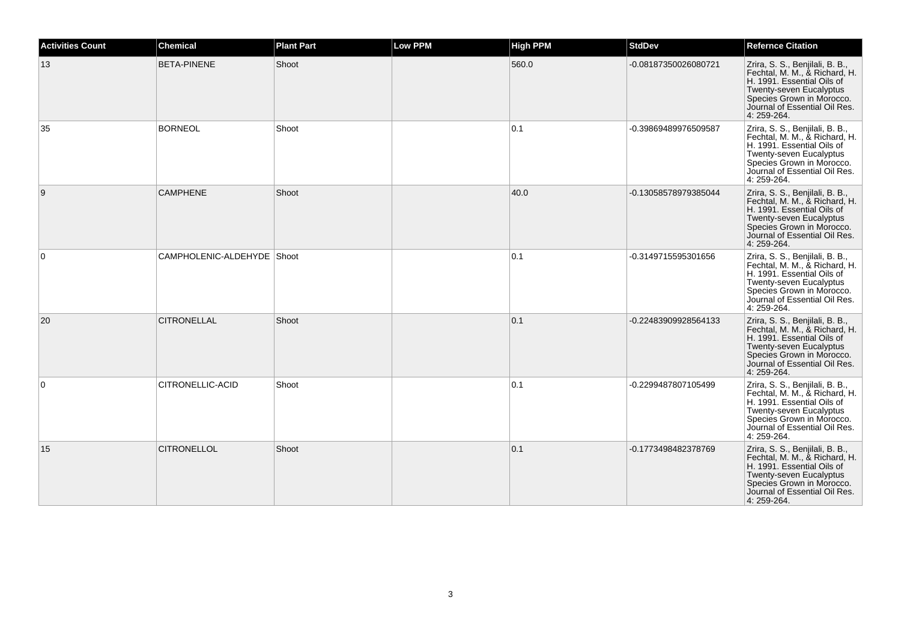| Activities Count | Chemical | Plant Part | Low PPM | High PPM | StdDev | Refernce Citation |
| --- | --- | --- | --- | --- | --- | --- |
| 13 | BETA-PINENE | Shoot | | 560.0 | -0.08187350026080721 | Zrira, S. S., Benjilali, B. B., Fechtal, M. M., & Richard, H. H. 1991. Essential Oils of Twenty-seven Eucalyptus Species Grown in Morocco. Journal of Essential Oil Res. 4: 259-264. |
| 35 | BORNEOL | Shoot | | 0.1 | -0.39869489976509587 | Zrira, S. S., Benjilali, B. B., Fechtal, M. M., & Richard, H. H. 1991. Essential Oils of Twenty-seven Eucalyptus Species Grown in Morocco. Journal of Essential Oil Res. 4: 259-264. |
| 9 | CAMPHENE | Shoot | | 40.0 | -0.13058578979385044 | Zrira, S. S., Benjilali, B. B., Fechtal, M. M., & Richard, H. H. 1991. Essential Oils of Twenty-seven Eucalyptus Species Grown in Morocco. Journal of Essential Oil Res. 4: 259-264. |
| 0 | CAMPHOLENIC-ALDEHYDE | Shoot | | 0.1 | -0.3149715595301656 | Zrira, S. S., Benjilali, B. B., Fechtal, M. M., & Richard, H. H. 1991. Essential Oils of Twenty-seven Eucalyptus Species Grown in Morocco. Journal of Essential Oil Res. 4: 259-264. |
| 20 | CITRONELLAL | Shoot | | 0.1 | -0.22483909928564133 | Zrira, S. S., Benjilali, B. B., Fechtal, M. M., & Richard, H. H. 1991. Essential Oils of Twenty-seven Eucalyptus Species Grown in Morocco. Journal of Essential Oil Res. 4: 259-264. |
| 0 | CITRONELLIC-ACID | Shoot | | 0.1 | -0.2299487807105499 | Zrira, S. S., Benjilali, B. B., Fechtal, M. M., & Richard, H. H. 1991. Essential Oils of Twenty-seven Eucalyptus Species Grown in Morocco. Journal of Essential Oil Res. 4: 259-264. |
| 15 | CITRONELLOL | Shoot | | 0.1 | -0.1773498482378769 | Zrira, S. S., Benjilali, B. B., Fechtal, M. M., & Richard, H. H. 1991. Essential Oils of Twenty-seven Eucalyptus Species Grown in Morocco. Journal of Essential Oil Res. 4: 259-264. |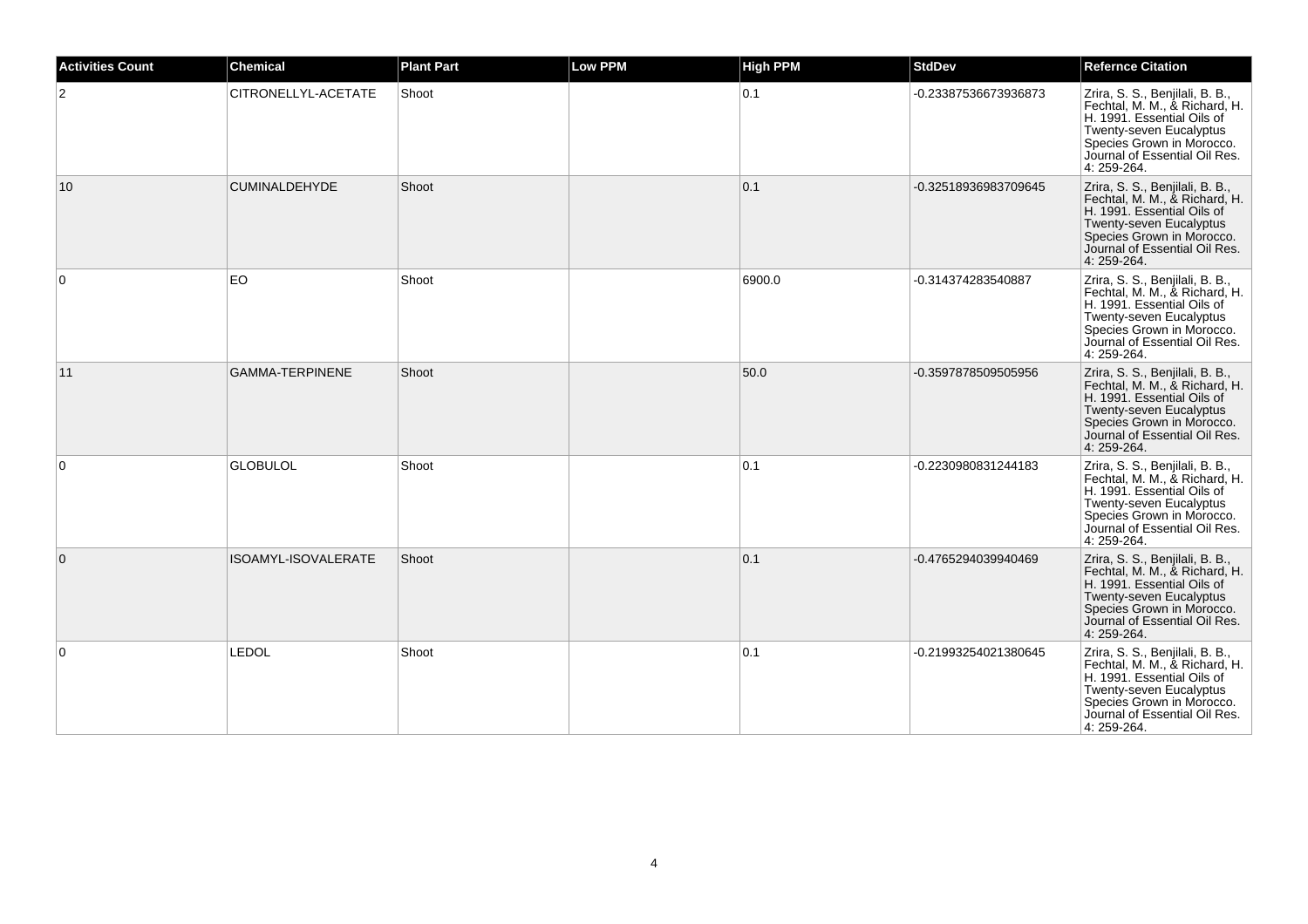| Activities Count | Chemical | Plant Part | Low PPM | High PPM | StdDev | Refernce Citation |
|---|---|---|---|---|---|---|
| 2 | CITRONELLYL-ACETATE | Shoot | | 0.1 | -0.23387536673936873 | Zrira, S. S., Benjilali, B. B., Fechtal, M. M., & Richard, H. H. 1991. Essential Oils of Twenty-seven Eucalyptus Species Grown in Morocco. Journal of Essential Oil Res. 4: 259-264. |
| 10 | CUMINALDEHYDE | Shoot | | 0.1 | -0.32518936983709645 | Zrira, S. S., Benjilali, B. B., Fechtal, M. M., & Richard, H. H. 1991. Essential Oils of Twenty-seven Eucalyptus Species Grown in Morocco. Journal of Essential Oil Res. 4: 259-264. |
| 0 | EO | Shoot | | 6900.0 | -0.314374283540887 | Zrira, S. S., Benjilali, B. B., Fechtal, M. M., & Richard, H. H. 1991. Essential Oils of Twenty-seven Eucalyptus Species Grown in Morocco. Journal of Essential Oil Res. 4: 259-264. |
| 11 | GAMMA-TERPINENE | Shoot | | 50.0 | -0.3597878509505956 | Zrira, S. S., Benjilali, B. B., Fechtal, M. M., & Richard, H. H. 1991. Essential Oils of Twenty-seven Eucalyptus Species Grown in Morocco. Journal of Essential Oil Res. 4: 259-264. |
| 0 | GLOBULOL | Shoot | | 0.1 | -0.2230980831244183 | Zrira, S. S., Benjilali, B. B., Fechtal, M. M., & Richard, H. H. 1991. Essential Oils of Twenty-seven Eucalyptus Species Grown in Morocco. Journal of Essential Oil Res. 4: 259-264. |
| 0 | ISOAMYL-ISOVALERATE | Shoot | | 0.1 | -0.4765294039940469 | Zrira, S. S., Benjilali, B. B., Fechtal, M. M., & Richard, H. H. 1991. Essential Oils of Twenty-seven Eucalyptus Species Grown in Morocco. Journal of Essential Oil Res. 4: 259-264. |
| 0 | LEDOL | Shoot | | 0.1 | -0.21993254021380645 | Zrira, S. S., Benjilali, B. B., Fechtal, M. M., & Richard, H. H. 1991. Essential Oils of Twenty-seven Eucalyptus Species Grown in Morocco. Journal of Essential Oil Res. 4: 259-264. |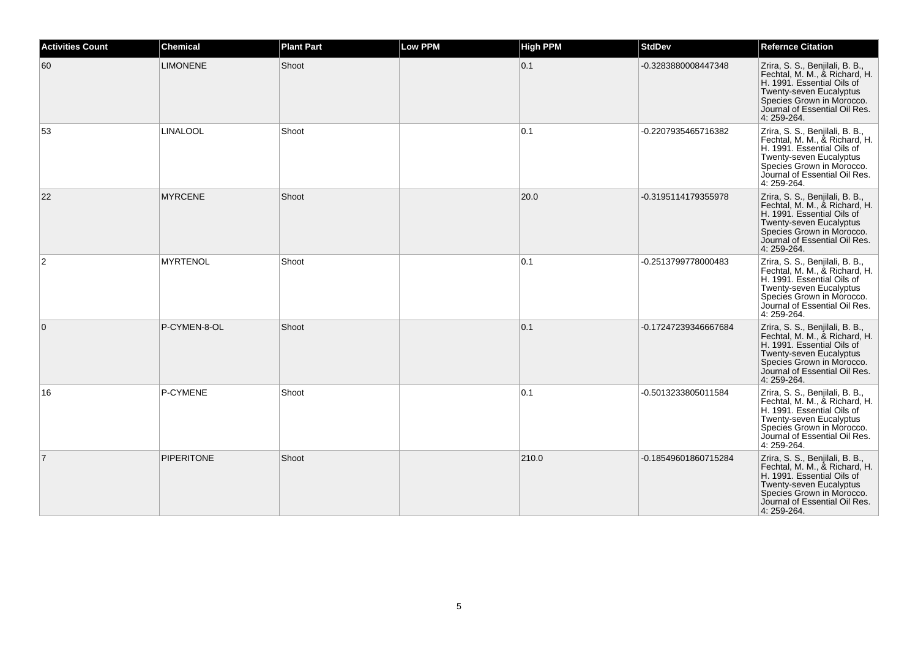| Activities Count | Chemical | Plant Part | Low PPM | High PPM | StdDev | Refernce Citation |
|---|---|---|---|---|---|---|
| 60 | LIMONENE | Shoot | | 0.1 | -0.3283880008447348 | Zrira, S. S., Benjilali, B. B., Fechtal, M. M., & Richard, H. H. 1991. Essential Oils of Twenty-seven Eucalyptus Species Grown in Morocco. Journal of Essential Oil Res. 4: 259-264. |
| 53 | LINALOOL | Shoot | | 0.1 | -0.2207935465716382 | Zrira, S. S., Benjilali, B. B., Fechtal, M. M., & Richard, H. H. 1991. Essential Oils of Twenty-seven Eucalyptus Species Grown in Morocco. Journal of Essential Oil Res. 4: 259-264. |
| 22 | MYRCENE | Shoot | | 20.0 | -0.3195114179355978 | Zrira, S. S., Benjilali, B. B., Fechtal, M. M., & Richard, H. H. 1991. Essential Oils of Twenty-seven Eucalyptus Species Grown in Morocco. Journal of Essential Oil Res. 4: 259-264. |
| 2 | MYRTENOL | Shoot | | 0.1 | -0.2513799778000483 | Zrira, S. S., Benjilali, B. B., Fechtal, M. M., & Richard, H. H. 1991. Essential Oils of Twenty-seven Eucalyptus Species Grown in Morocco. Journal of Essential Oil Res. 4: 259-264. |
| 0 | P-CYMEN-8-OL | Shoot | | 0.1 | -0.17247239346667684 | Zrira, S. S., Benjilali, B. B., Fechtal, M. M., & Richard, H. H. 1991. Essential Oils of Twenty-seven Eucalyptus Species Grown in Morocco. Journal of Essential Oil Res. 4: 259-264. |
| 16 | P-CYMENE | Shoot | | 0.1 | -0.5013233805011584 | Zrira, S. S., Benjilali, B. B., Fechtal, M. M., & Richard, H. H. 1991. Essential Oils of Twenty-seven Eucalyptus Species Grown in Morocco. Journal of Essential Oil Res. 4: 259-264. |
| 7 | PIPERITONE | Shoot | | 210.0 | -0.18549601860715284 | Zrira, S. S., Benjilali, B. B., Fechtal, M. M., & Richard, H. H. 1991. Essential Oils of Twenty-seven Eucalyptus Species Grown in Morocco. Journal of Essential Oil Res. 4: 259-264. |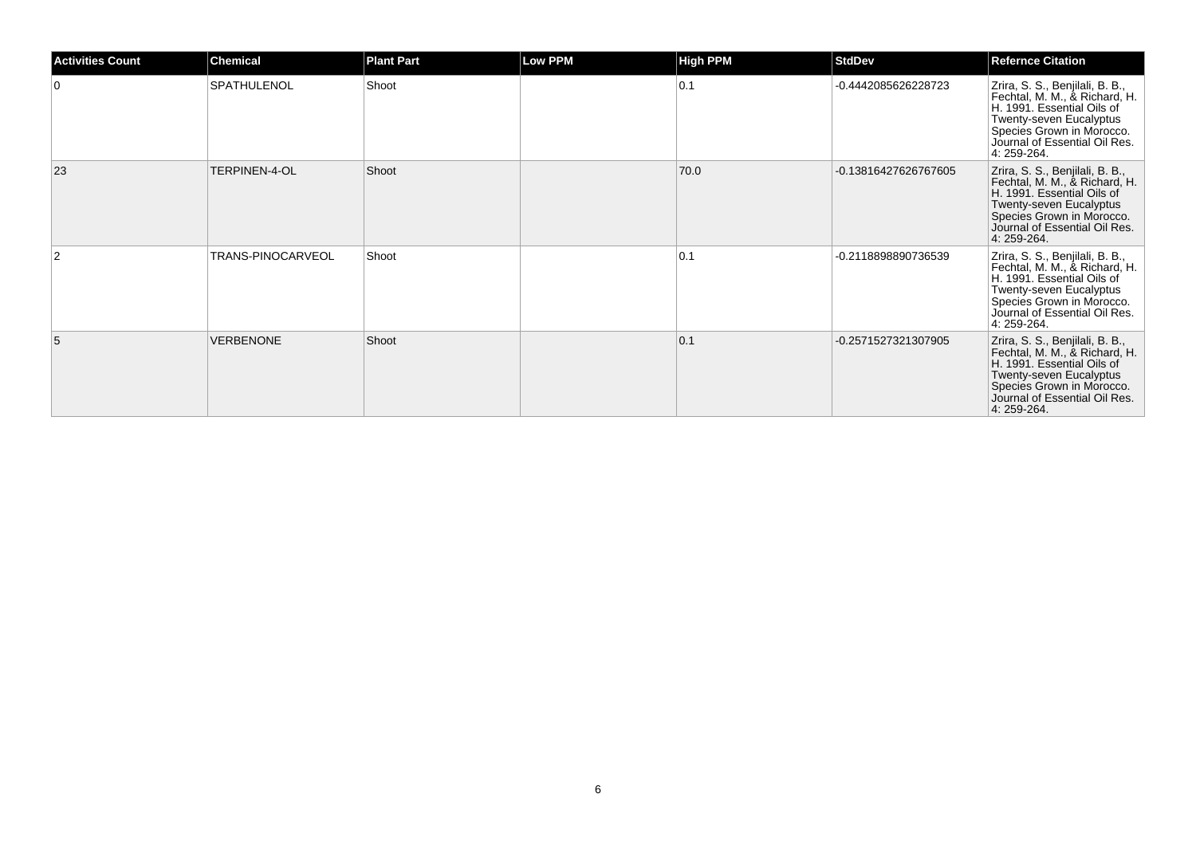| Activities Count | Chemical | Plant Part | Low PPM | High PPM | StdDev | Refernce Citation |
|---|---|---|---|---|---|---|
| 0 | SPATHULENOL | Shoot | | 0.1 | -0.4442085626228723 | Zrira, S. S., Benjilali, B. B., Fechtal, M. M., & Richard, H. H. 1991. Essential Oils of Twenty-seven Eucalyptus Species Grown in Morocco. Journal of Essential Oil Res. 4: 259-264. |
| 23 | TERPINEN-4-OL | Shoot | | 70.0 | -0.13816427626767605 | Zrira, S. S., Benjilali, B. B., Fechtal, M. M., & Richard, H. H. 1991. Essential Oils of Twenty-seven Eucalyptus Species Grown in Morocco. Journal of Essential Oil Res. 4: 259-264. |
| 2 | TRANS-PINOCARVEOL | Shoot | | 0.1 | -0.2118898890736539 | Zrira, S. S., Benjilali, B. B., Fechtal, M. M., & Richard, H. H. 1991. Essential Oils of Twenty-seven Eucalyptus Species Grown in Morocco. Journal of Essential Oil Res. 4: 259-264. |
| 5 | VERBENONE | Shoot | | 0.1 | -0.2571527321307905 | Zrira, S. S., Benjilali, B. B., Fechtal, M. M., & Richard, H. H. 1991. Essential Oils of Twenty-seven Eucalyptus Species Grown in Morocco. Journal of Essential Oil Res. 4: 259-264. |